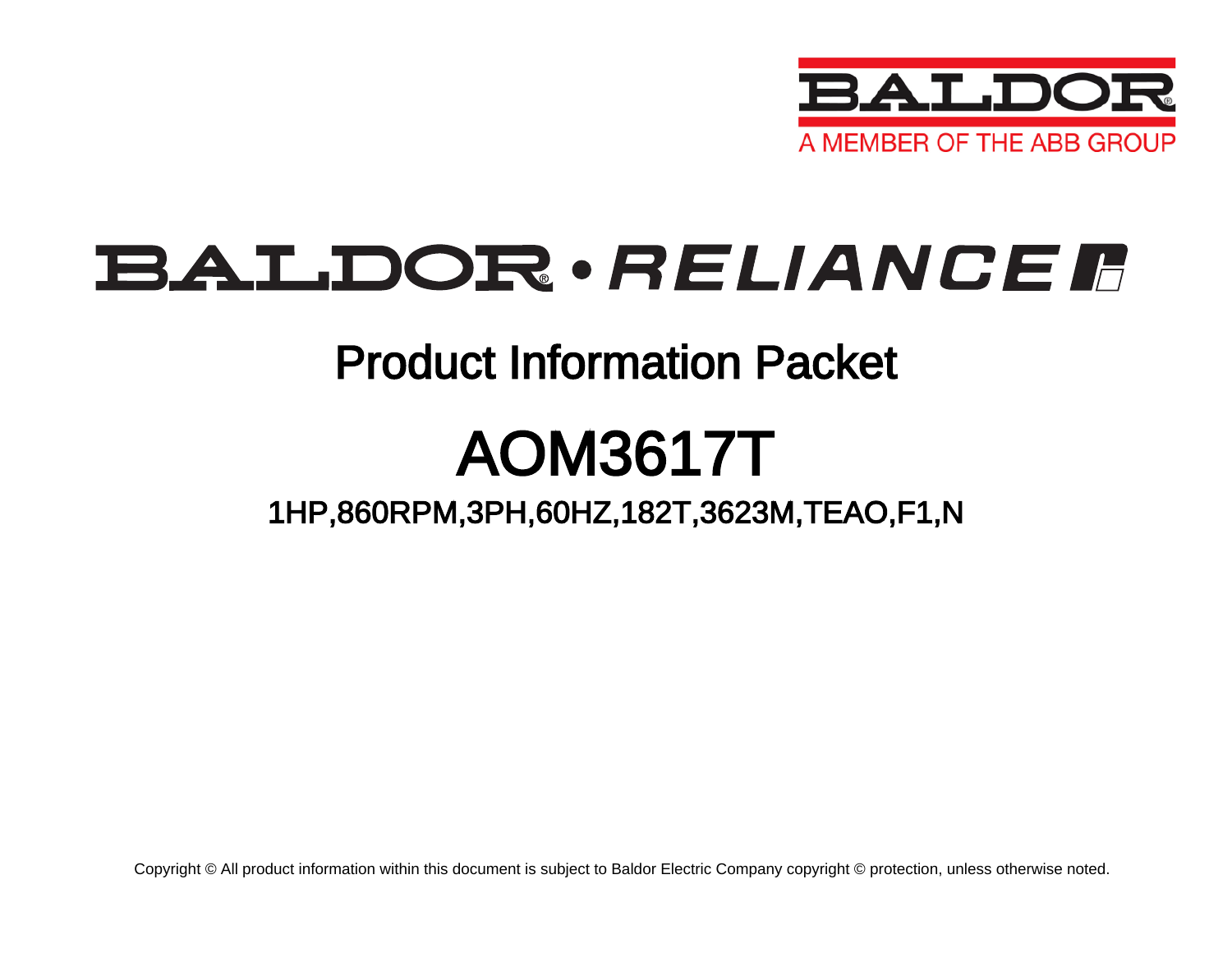BALDOR

A MEMBER OF THE ABB GROUP

# BALDOR • RELIANCE

## Product Information Packet

# AOM3617T

### 1HP,860RPM,3PH,60HZ,182T,3623M,TEAO,F1,N

Copyright © All product information within this document is subject to Baldor Electric Company copyright © protection, unless otherwise noted.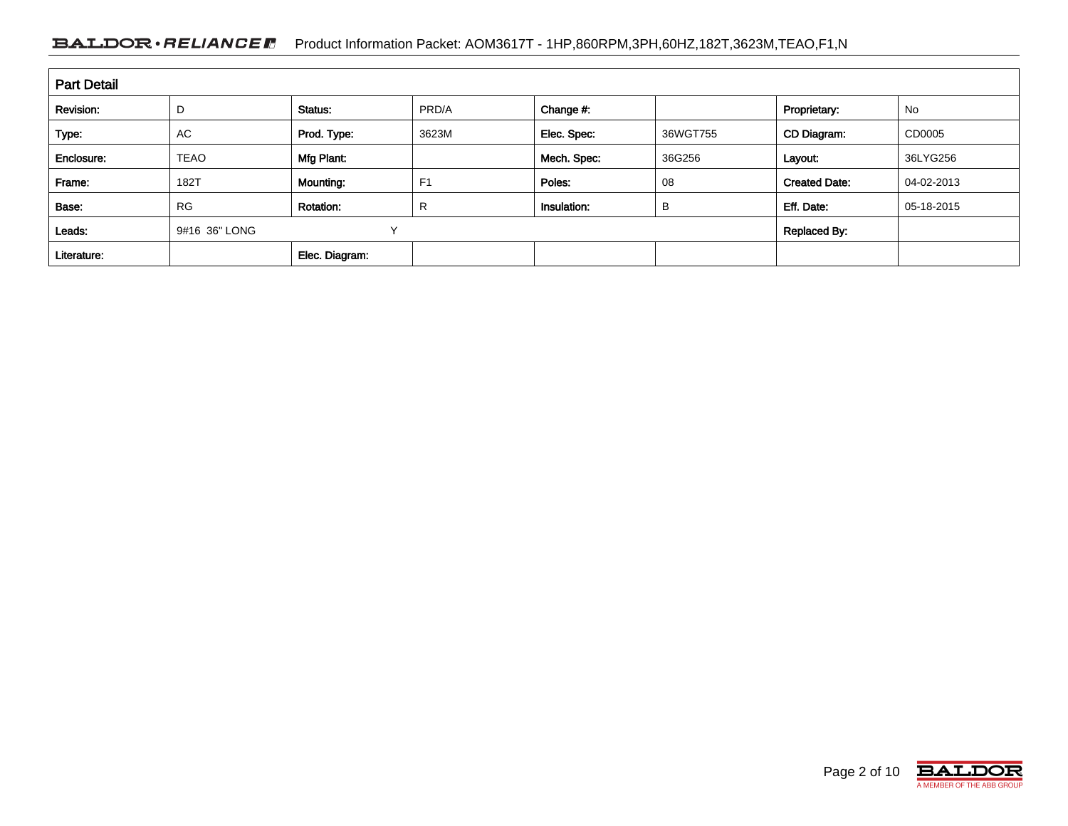## Part Detail

| Revision: | D | Status: | PRD/A | Change #: | | Proprietary: | No |
|---|---|---|---|---|---|---|---|
| Type: | AC | Prod. Type: | 3623M | Elec. Spec: | 36WGT755 | CD Diagram: | CD0005 |
| Enclosure: | TEAO | Mfg Plant: | | Mech. Spec: | 36G256 | Layout: | 36LYG256 |
| Frame: | 182T | Mounting: | F1 | Poles: | 08 | Created Date: | 04-02-2013 |
| Base: | RG | Rotation: | R | Insulation: | B | Eff. Date: | 05-18-2015 |
| Leads: | 9#16 36" LONG | Y | | | | Replaced By: | |
| Literature: | | Elec. Diagram: | | | | | |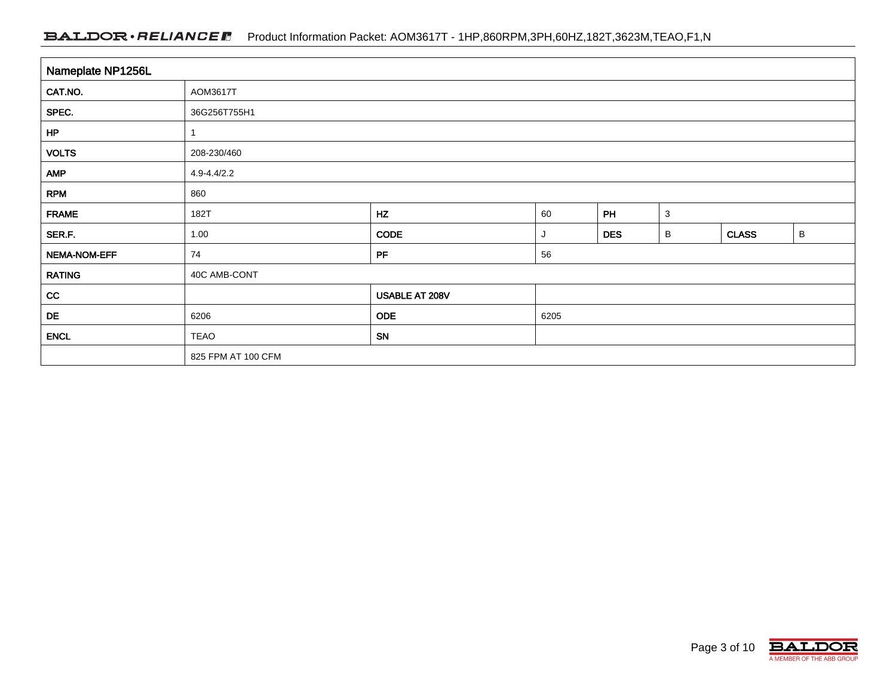| Nameplate NP1256L | | | | | | | |
|---|---|---|---|---|---|---|---|
| CAT.NO. | AOM3617T | | | | | | |
| SPEC. | 36G256T755H1 | | | | | | |
| HP | 1 | | | | | | |
| VOLTS | 208-230/460 | | | | | | |
| AMP | 4.9-4.4/2.2 | | | | | | |
| RPM | 860 | | | | | | |
| FRAME | 182T | HZ | 60 | PH | 3 | | |
| SER.F. | 1.00 | CODE | J | DES | B | CLASS | B |
| NEMA-NOM-EFF | 74 | PF | 56 | | | | |
| RATING | 40C AMB-CONT | | | | | | |
| CC | | USABLE AT 208V | | | | | |
| DE | 6206 | ODE | 6205 | | | | |
| ENCL | TEAO | SN | | | | | |
| | 825 FPM AT 100 CFM | | | | | | |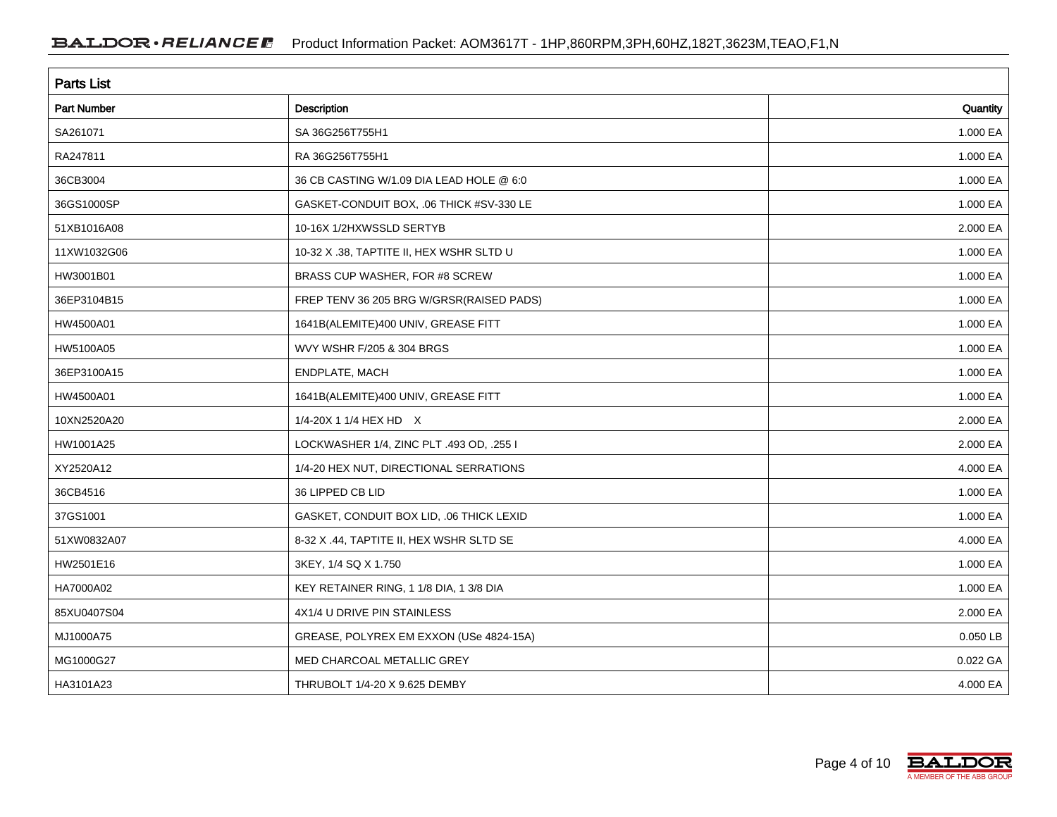## Parts List

| Part Number | Description | Quantity |
|---|---|---|
| SA261071 | SA 36G256T755H1 | 1.000 EA |
| RA247811 | RA 36G256T755H1 | 1.000 EA |
| 36CB3004 | 36 CB CASTING W/1.09 DIA LEAD HOLE @ 6:0 | 1.000 EA |
| 36GS1000SP | GASKET-CONDUIT BOX, .06 THICK #SV-330 LE | 1.000 EA |
| 51XB1016A08 | 10-16X 1/2HXWSSLD SERTYB | 2.000 EA |
| 11XW1032G06 | 10-32 X .38, TAPTITE II, HEX WSHR SLTD U | 1.000 EA |
| HW3001B01 | BRASS CUP WASHER, FOR #8 SCREW | 1.000 EA |
| 36EP3104B15 | FREP TENV 36 205 BRG W/GRSR(RAISED PADS) | 1.000 EA |
| HW4500A01 | 1641B(ALEMITE)400 UNIV, GREASE FITT | 1.000 EA |
| HW5100A05 | WVY WSHR F/205 & 304 BRGS | 1.000 EA |
| 36EP3100A15 | ENDPLATE, MACH | 1.000 EA |
| HW4500A01 | 1641B(ALEMITE)400 UNIV, GREASE FITT | 1.000 EA |
| 10XN2520A20 | 1/4-20X 1 1/4 HEX HD X | 2.000 EA |
| HW1001A25 | LOCKWASHER 1/4, ZINC PLT .493 OD, .255 I | 2.000 EA |
| XY2520A12 | 1/4-20 HEX NUT, DIRECTIONAL SERRATIONS | 4.000 EA |
| 36CB4516 | 36 LIPPED CB LID | 1.000 EA |
| 37GS1001 | GASKET, CONDUIT BOX LID, .06 THICK LEXID | 1.000 EA |
| 51XW0832A07 | 8-32 X .44, TAPTITE II, HEX WSHR SLTD SE | 4.000 EA |
| HW2501E16 | 3KEY, 1/4 SQ X 1.750 | 1.000 EA |
| HA7000A02 | KEY RETAINER RING, 1 1/8 DIA, 1 3/8 DIA | 1.000 EA |
| 85XU0407S04 | 4X1/4 U DRIVE PIN STAINLESS | 2.000 EA |
| MJ1000A75 | GREASE, POLYREX EM EXXON (USe 4824-15A) | 0.050 LB |
| MG1000G27 | MED CHARCOAL METALLIC GREY | 0.022 GA |
| HA3101A23 | THRUBOLT 1/4-20 X 9.625 DEMBY | 4.000 EA |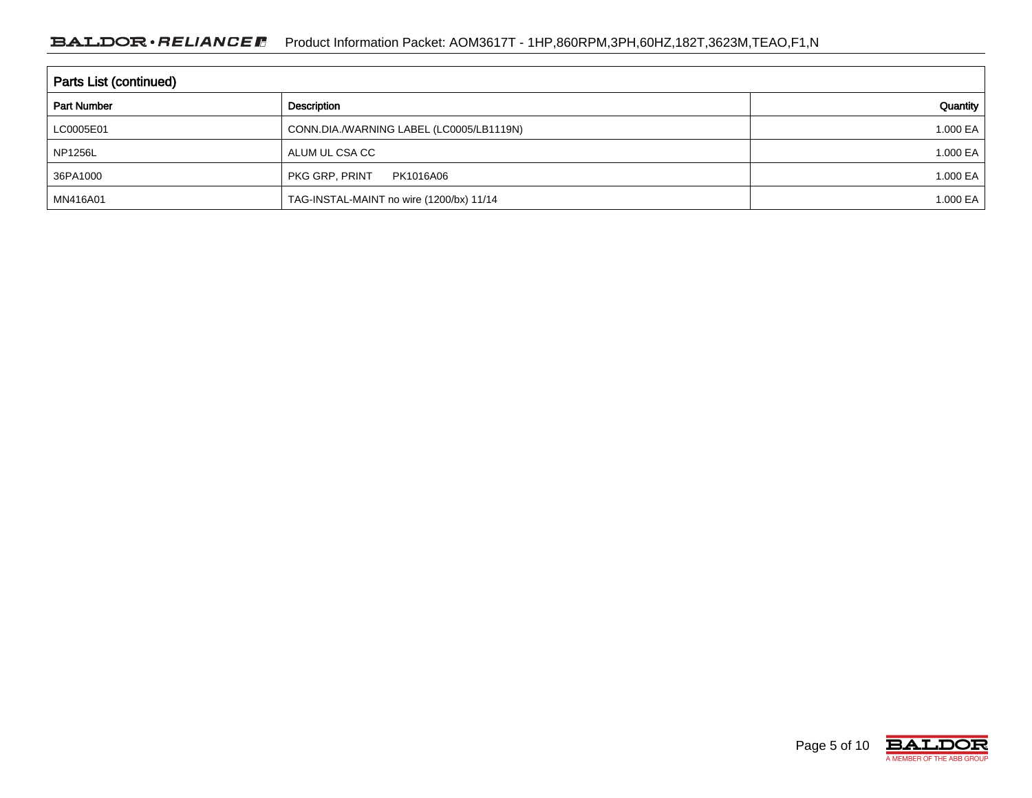## Parts List (continued)

| Part Number | Description | Quantity |
|---|---|---|
| LC0005E01 | CONN.DIA./WARNING LABEL (LC0005/LB1119N) | 1.000 EA |
| NP1256L | ALUM UL CSA CC | 1.000 EA |
| 36PA1000 | PKG GRP, PRINT PK1016A06 | 1.000 EA |
| MN416A01 | TAG-INSTAL-MAINT no wire (1200/bx) 11/14 | 1.000 EA |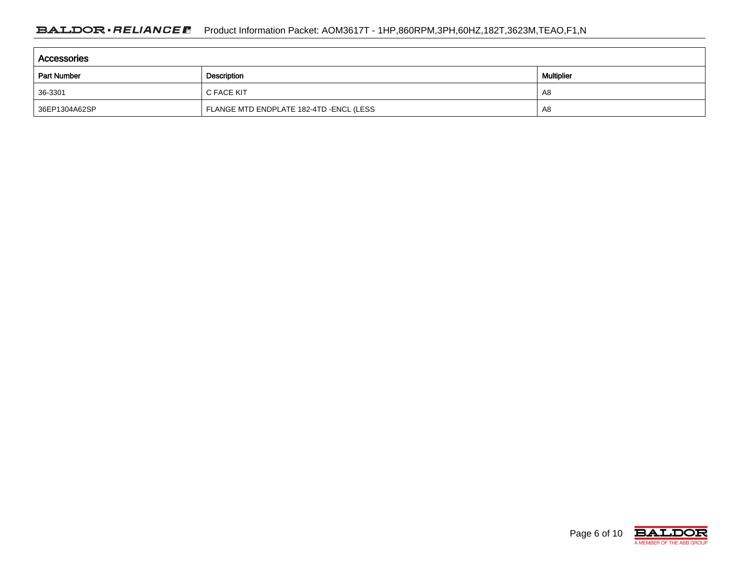## Accessories

| Part Number | Description | Multiplier |
|---|---|---|
| 36-3301 | C FACE KIT | A8 |
| 36EP1304A62SP | FLANGE MTD ENDPLATE 182-4TD -ENCL (LESS | A8 |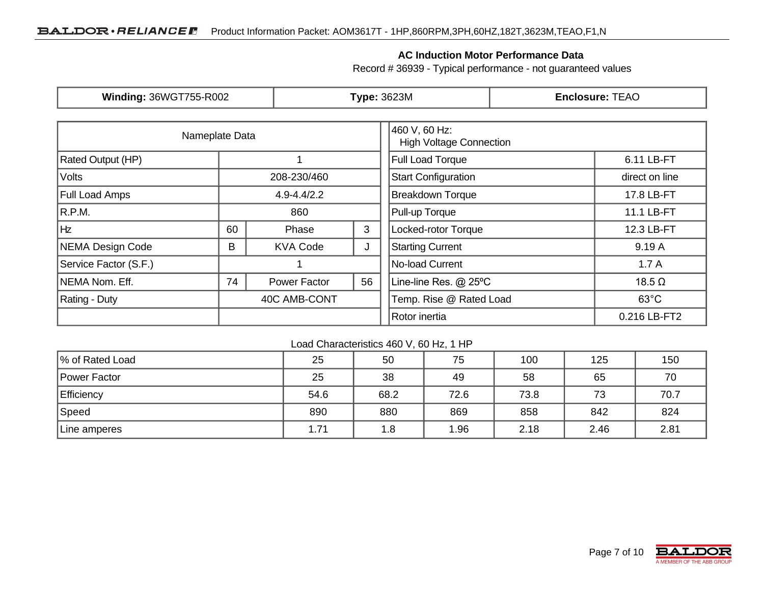## AC Induction Motor Performance Data

Record # 36939 - Typical performance - not guaranteed values

| **Winding:** 36WGT755-R002 | **Type:** 3623M | **Enclosure:** TEAO |
|---|---|---|

| Nameplate Data | | | |
|---|---|---|---|
| Rated Output (HP) | 1 | | |
| Volts | 208-230/460 | | |
| Full Load Amps | 4.9-4.4/2.2 | | |
| R.P.M. | 860 | | |
| Hz | 60 | Phase | 3 |
| NEMA Design Code | B | KVA Code | J |
| Service Factor (S.F.) | 1 | | |
| NEMA Nom. Eff. | 74 | Power Factor | 56 |
| Rating - Duty | 40C AMB-CONT | | |

| 460 V, 60 Hz: High Voltage Connection | |
|---|---|
| Full Load Torque | 6.11 LB-FT |
| Start Configuration | direct on line |
| Breakdown Torque | 17.8 LB-FT |
| Pull-up Torque | 11.1 LB-FT |
| Locked-rotor Torque | 12.3 LB-FT |
| Starting Current | 9.19 A |
| No-load Current | 1.7 A |
| Line-line Res. @ 25ºC | 18.5 Ω |
| Temp. Rise @ Rated Load | 63°C |
| Rotor inertia | 0.216 LB-FT2 |

Load Characteristics 460 V, 60 Hz, 1 HP

| % of Rated Load | 25 | 50 | 75 | 100 | 125 | 150 |
|---|---|---|---|---|---|---|
| Power Factor | 25 | 38 | 49 | 58 | 65 | 70 |
| Efficiency | 54.6 | 68.2 | 72.6 | 73.8 | 73 | 70.7 |
| Speed | 890 | 880 | 869 | 858 | 842 | 824 |
| Line amperes | 1.71 | 1.8 | 1.96 | 2.18 | 2.46 | 2.81 |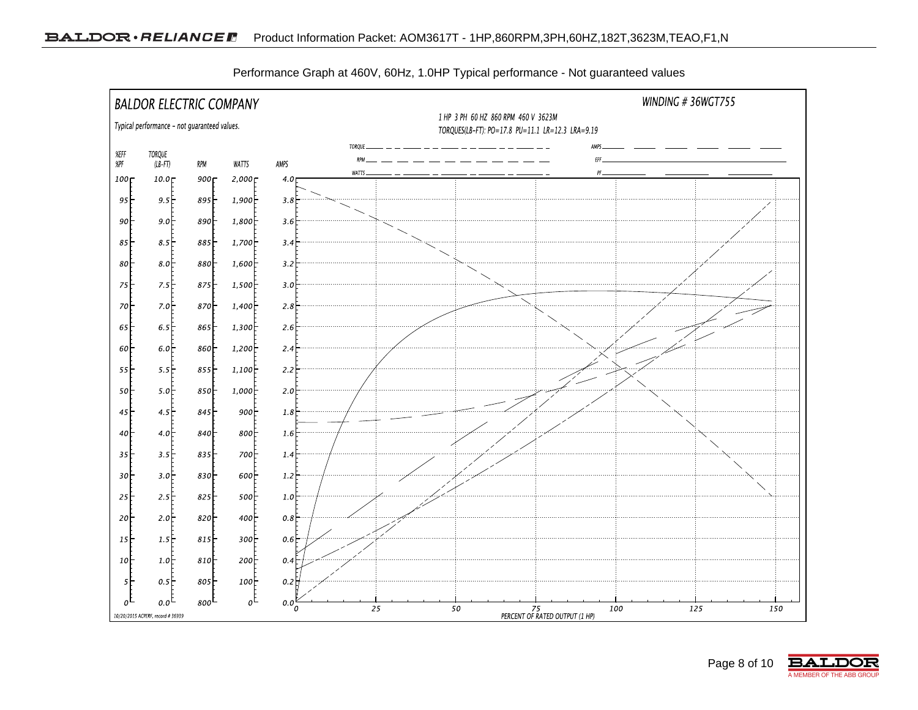Performance Graph at 460V, 60Hz, 1.0HP Typical performance - Not guaranteed values

BALDOR ELECTRIC COMPANY

WINDING # 36WGT755

Typical performance - not guaranteed values.

1 HP 3 PH 60 HZ 860 RPM 460 V 3623M

TORQUES(LB-FT): PO=17.8 PU=11.1 LR=12.3 LRA=9.19

Legend: TORQUE, RPM, WATTS, AMPS, EFF, PF

| %EFF %PF | TORQUE (LB-FT) | RPM | WATTS | AMPS |
|---|---|---|---|---|
| 100 | 10.0 | 900 | 2,000 | 4.0 |
| 95 | 9.5 | 895 | 1,900 | 3.8 |
| 90 | 9.0 | 890 | 1,800 | 3.6 |
| 85 | 8.5 | 885 | 1,700 | 3.4 |
| 80 | 8.0 | 880 | 1,600 | 3.2 |
| 75 | 7.5 | 875 | 1,500 | 3.0 |
| 70 | 7.0 | 870 | 1,400 | 2.8 |
| 65 | 6.5 | 865 | 1,300 | 2.6 |
| 60 | 6.0 | 860 | 1,200 | 2.4 |
| 55 | 5.5 | 855 | 1,100 | 2.2 |
| 50 | 5.0 | 850 | 1,000 | 2.0 |
| 45 | 4.5 | 845 | 900 | 1.8 |
| 40 | 4.0 | 840 | 800 | 1.6 |
| 35 | 3.5 | 835 | 700 | 1.4 |
| 30 | 3.0 | 830 | 600 | 1.2 |
| 25 | 2.5 | 825 | 500 | 1.0 |
| 20 | 2.0 | 820 | 400 | 0.8 |
| 15 | 1.5 | 815 | 300 | 0.6 |
| 10 | 1.0 | 810 | 200 | 0.4 |
| 5 | 0.5 | 805 | 100 | 0.2 |
| 0 | 0.0 | 800 | 0 | 0.0 |

PERCENT OF RATED OUTPUT (1 HP): 0, 25, 50, 75, 100, 125, 150

10/20/2015 ACPERF, record # 36939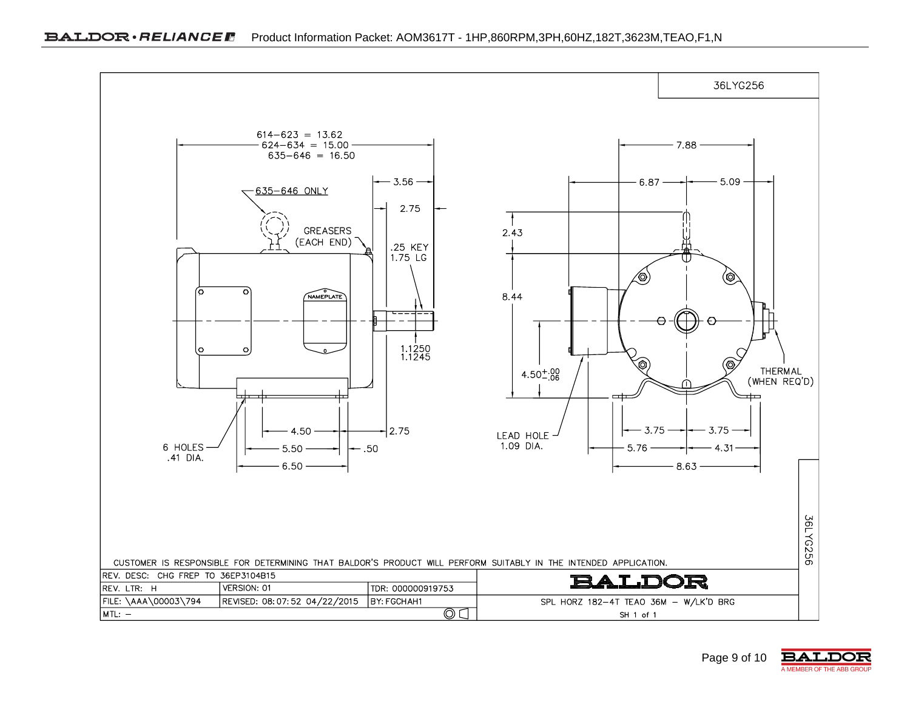36LYG256

614–623 = 13.62
624–634 = 15.00
635–646 = 16.50

635–646 ONLY

GREASERS (EACH END)

3.56

2.75

.25 KEY 1.75 LG

NAMEPLATE

1.1250
1.1245

4.50

2.75

5.50

.50

6.50

6 HOLES .41 DIA.

7.88

6.87

5.09

2.43

8.44

$4.50^{+.00}_{-.06}$

THERMAL (WHEN REQ'D)

LEAD HOLE 1.09 DIA.

3.75

3.75

5.76

4.31

8.63

CUSTOMER IS RESPONSIBLE FOR DETERMINING THAT BALDOR'S PRODUCT WILL PERFORM SUITABLY IN THE INTENDED APPLICATION.

| REV. DESC: CHG FREP TO 36EP3104B15 | | | BALDOR |
|---|---|---|---|
| REV. LTR: H | VERSION: 01 | TDR: 000000919753 | |
| FILE: \AAA\00003\794 | REVISED: 08:07:52 04/22/2015 | BY: FGCHAH1 | SPL HORZ 182–4T TEAO 36M – W/LK'D BRG |
| MTL: – | | | SH 1 of 1 |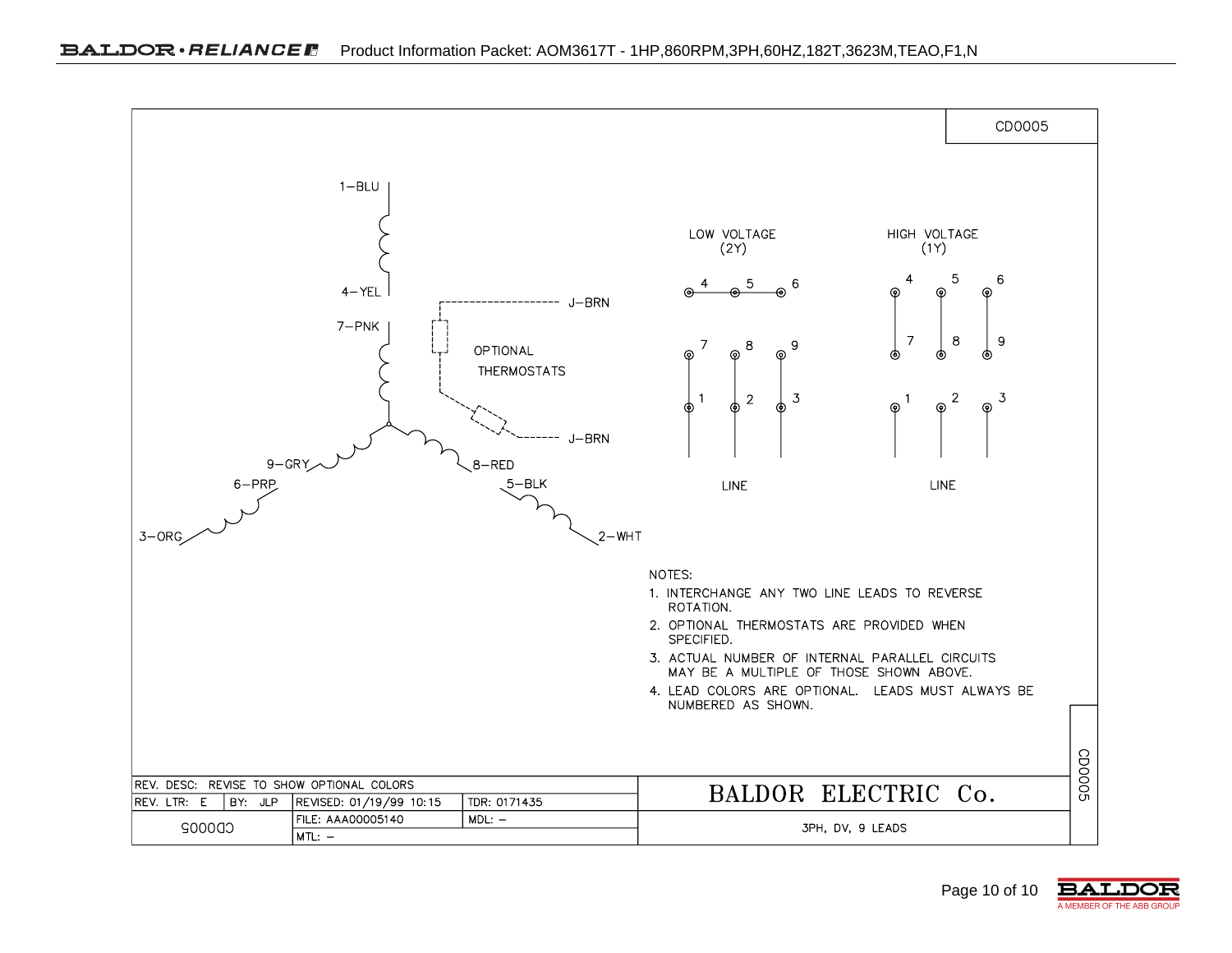CD0005

1-BLU
4-YEL
7-PNK
9-GRY
6-PRP
3-ORG
8-RED
5-BLK
2-WHT
J-BRN
J-BRN
OPTIONAL THERMOSTATS

LOW VOLTAGE (2Y)

4 5 6
7 8 9
1 2 3

LINE

HIGH VOLTAGE (1Y)

4 5 6
7 8 9
1 2 3

LINE

NOTES:

1. INTERCHANGE ANY TWO LINE LEADS TO REVERSE ROTATION.
2. OPTIONAL THERMOSTATS ARE PROVIDED WHEN SPECIFIED.
3. ACTUAL NUMBER OF INTERNAL PARALLEL CIRCUITS MAY BE A MULTIPLE OF THOSE SHOWN ABOVE.
4. LEAD COLORS ARE OPTIONAL. LEADS MUST ALWAYS BE NUMBERED AS SHOWN.

| | | | | |
|---|---|---|---|---|
| REV. DESC: REVISE TO SHOW OPTIONAL COLORS | | | | BALDOR ELECTRIC Co. |
| REV. LTR: E | BY: JLP | REVISED: 01/19/99 10:15 | TDR: 0171435 | |
| CD0005 | | FILE: AAA00005140 | MDL: – | 3PH, DV, 9 LEADS |
| | | MTL: – | | |

CD0005